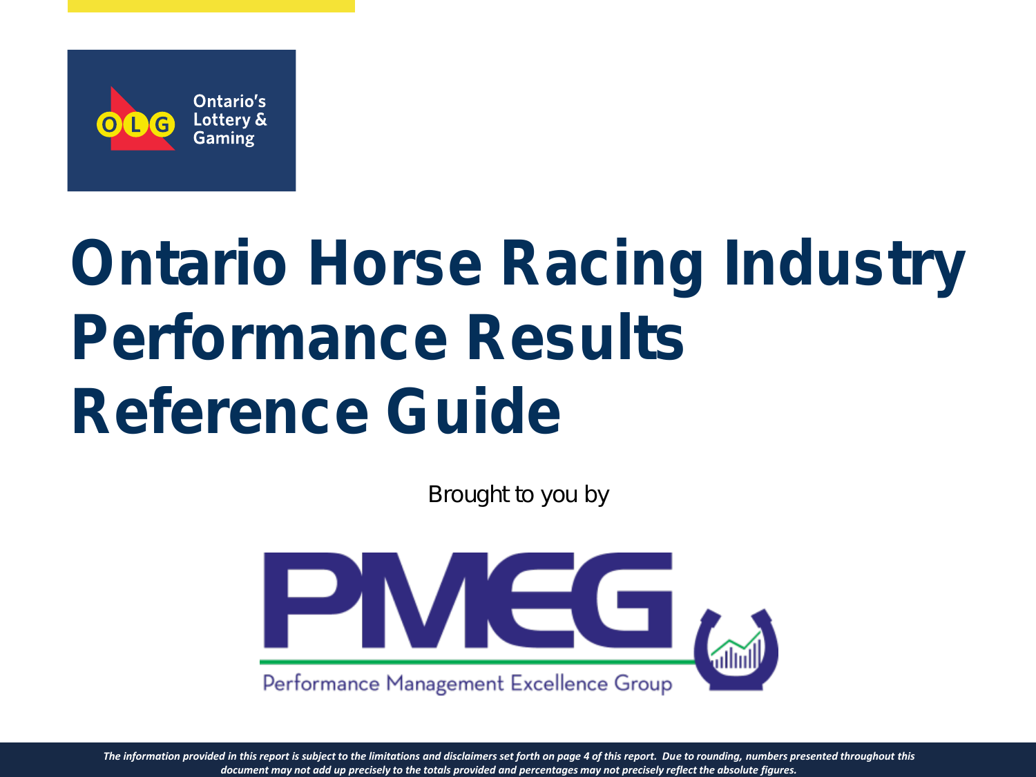Ontario's Lottery & Gaming

# Ontario Horse Racing Industry Performance Results Reference Guide

Brought to you by

Performance Management Excellence Group

***The information provided in this report is subject to the limitations and disclaimers set forth on page 4 of this report. Due to rounding, numbers presented throughout this document may not add up precisely to the totals provided and percentages may not precisely reflect the absolute figures.***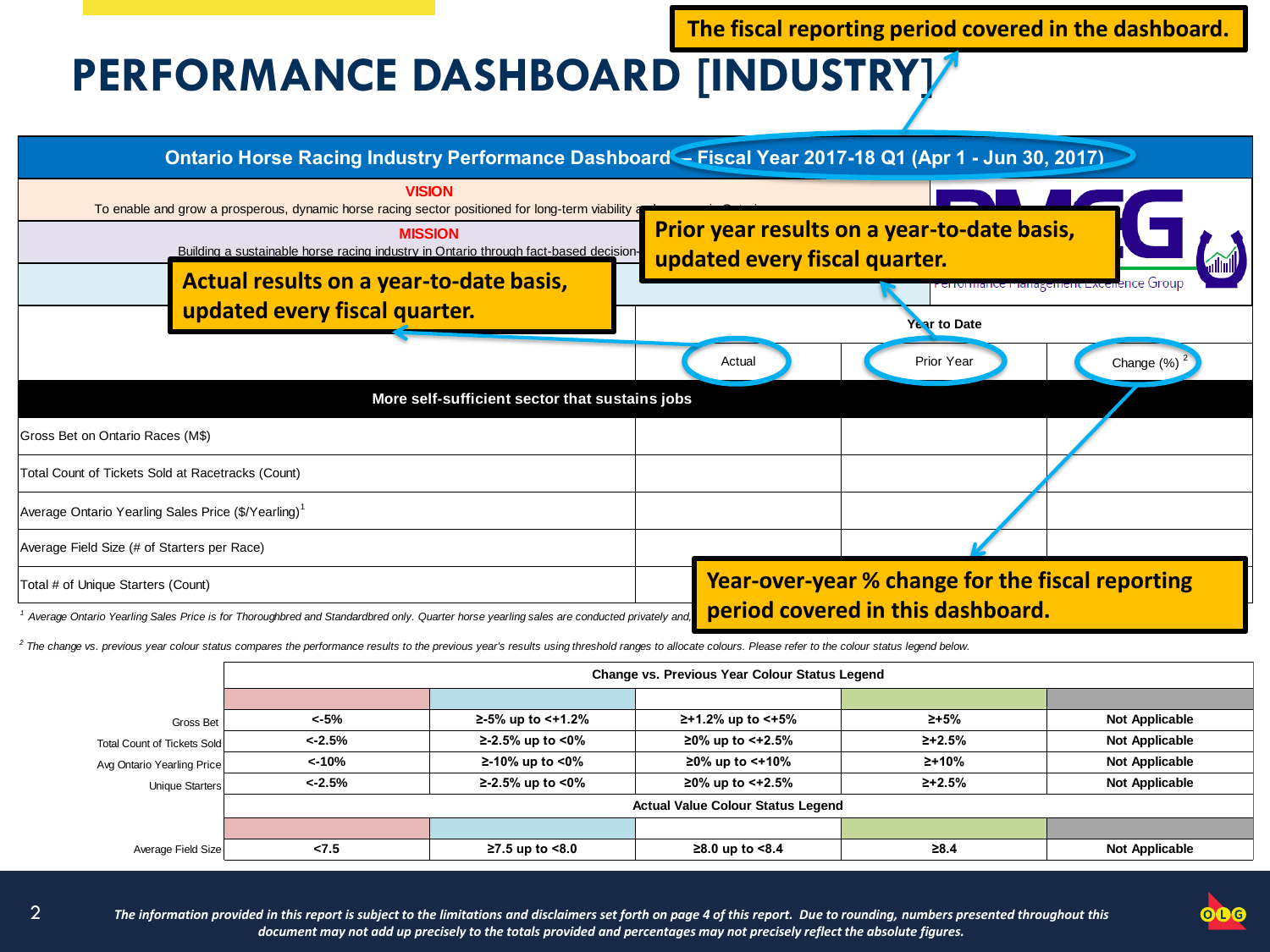# PERFORMANCE DASHBOARD [INDUSTRY]

**The fiscal reporting period covered in the dashboard.**

## Ontario Horse Racing Industry Performance Dashboard – Fiscal Year 2017-18 Q1 (Apr 1 - Jun 30, 2017)

**VISION**

To enable and grow a prosperous, dynamic horse racing sector positioned for long-term viability a...

**MISSION**

Building a sustainable horse racing industry in Ontario through fact-based decision-...

Performance Management Excellence Group

**Actual results on a year-to-date basis, updated every fiscal quarter.**

**Prior year results on a year-to-date basis, updated every fiscal quarter.**

**Year-over-year % change for the fiscal reporting period covered in this dashboard.**

| | Year to Date | | |
|---|---|---|---|
| | Actual | Prior Year | Change (%) [2] |
| **More self-sufficient sector that sustains jobs** | | | |
| Gross Bet on Ontario Races (M$) | | | |
| Total Count of Tickets Sold at Racetracks (Count) | | | |
| Average Ontario Yearling Sales Price ($/Yearling)[1] | | | |
| Average Field Size (# of Starters per Race) | | | |
| Total # of Unique Starters (Count) | | | |

*[1] Average Ontario Yearling Sales Price is for Thoroughbred and Standardbred only. Quarter horse yearling sales are conducted privately and,*

*[2] The change vs. previous year colour status compares the performance results to the previous year's results using threshold ranges to allocate colours. Please refer to the colour status legend below.*

| | Change vs. Previous Year Colour Status Legend | | | | |
|---|---|---|---|---|---|
| Gross Bet | <-5% | ≥-5% up to <+1.2% | ≥+1.2% up to <+5% | ≥+5% | Not Applicable |
| Total Count of Tickets Sold | <-2.5% | ≥-2.5% up to <0% | ≥0% up to <+2.5% | ≥+2.5% | Not Applicable |
| Avg Ontario Yearling Price | <-10% | ≥-10% up to <0% | ≥0% up to <+10% | ≥+10% | Not Applicable |
| Unique Starters | <-2.5% | ≥-2.5% up to <0% | ≥0% up to <+2.5% | ≥+2.5% | Not Applicable |
| | **Actual Value Colour Status Legend** | | | | |
| Average Field Size | <7.5 | ≥7.5 up to <8.0 | ≥8.0 up to <8.4 | ≥8.4 | Not Applicable |

*The information provided in this report is subject to the limitations and disclaimers set forth on page 4 of this report. Due to rounding, numbers presented throughout this document may not add up precisely to the totals provided and percentages may not precisely reflect the absolute figures.*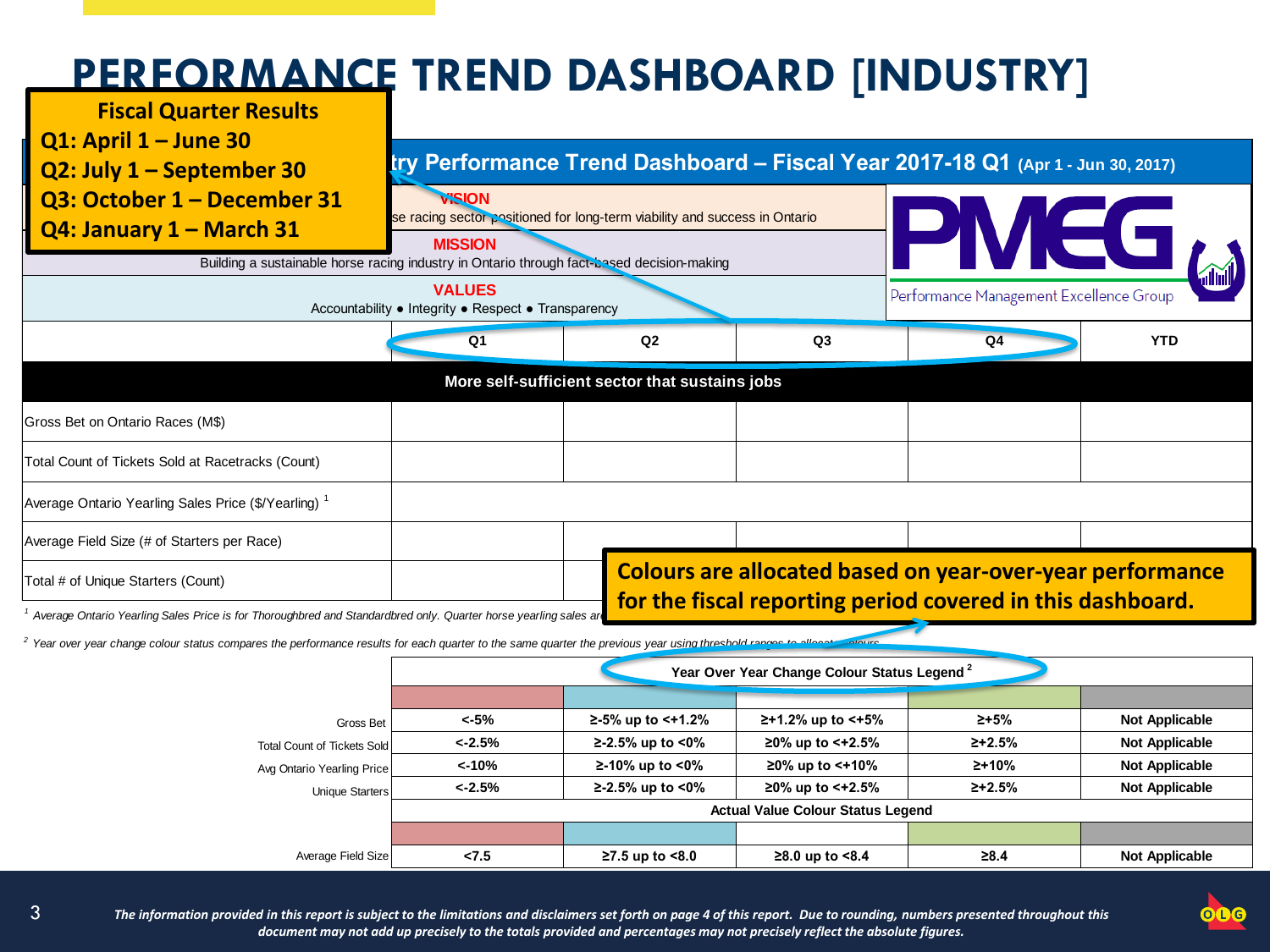# PERFORMANCE TREND DASHBOARD [INDUSTRY]

**Fiscal Quarter Results**

- Q1: April 1 – June 30
- Q2: July 1 – September 30
- Q3: October 1 – December 31
- Q4: January 1 – March 31

## ...try Performance Trend Dashboard – Fiscal Year 2017-18 Q1 (Apr 1 - Jun 30, 2017)

**VISION**

...se racing sector positioned for long-term viability and success in Ontario

**MISSION**

Building a sustainable horse racing industry in Ontario through fact-based decision-making

**VALUES**

Accountability • Integrity • Respect • Transparency

PMEG – Performance Management Excellence Group

| | Q1 | Q2 | Q3 | Q4 | YTD |
|---|---|---|---|---|---|
| **More self-sufficient sector that sustains jobs** | | | | | |
| Gross Bet on Ontario Races (M$) | | | | | |
| Total Count of Tickets Sold at Racetracks (Count) | | | | | |
| Average Ontario Yearling Sales Price ($/Yearling) [1] | | | | | |
| Average Field Size (# of Starters per Race) | | | | | |
| Total # of Unique Starters (Count) | | | | | |

**Colours are allocated based on year-over-year performance for the fiscal reporting period covered in this dashboard.**

[1] Average Ontario Yearling Sales Price is for Thoroughbred and Standardbred only. Quarter horse yearling sales ar...

[2] Year over year change colour status compares the performance results for each quarter to the same quarter the previous year using threshold ranges to allocate colours.

| | Year Over Year Change Colour Status Legend [2] | | | | |
|---|---|---|---|---|---|
| | (red) | (blue) | (white) | (green) | (grey) |
| Gross Bet | <-5% | ≥-5% up to <+1.2% | ≥+1.2% up to <+5% | ≥+5% | Not Applicable |
| Total Count of Tickets Sold | <-2.5% | ≥-2.5% up to <0% | ≥0% up to <+2.5% | ≥+2.5% | Not Applicable |
| Avg Ontario Yearling Price | <-10% | ≥-10% up to <0% | ≥0% up to <+10% | ≥+10% | Not Applicable |
| Unique Starters | <-2.5% | ≥-2.5% up to <0% | ≥0% up to <+2.5% | ≥+2.5% | Not Applicable |
| | **Actual Value Colour Status Legend** | | | | |
| | (red) | (blue) | (white) | (green) | (grey) |
| Average Field Size | <7.5 | ≥7.5 up to <8.0 | ≥8.0 up to <8.4 | ≥8.4 | Not Applicable |

*The information provided in this report is subject to the limitations and disclaimers set forth on page 4 of this report. Due to rounding, numbers presented throughout this document may not add up precisely to the totals provided and percentages may not precisely reflect the absolute figures.*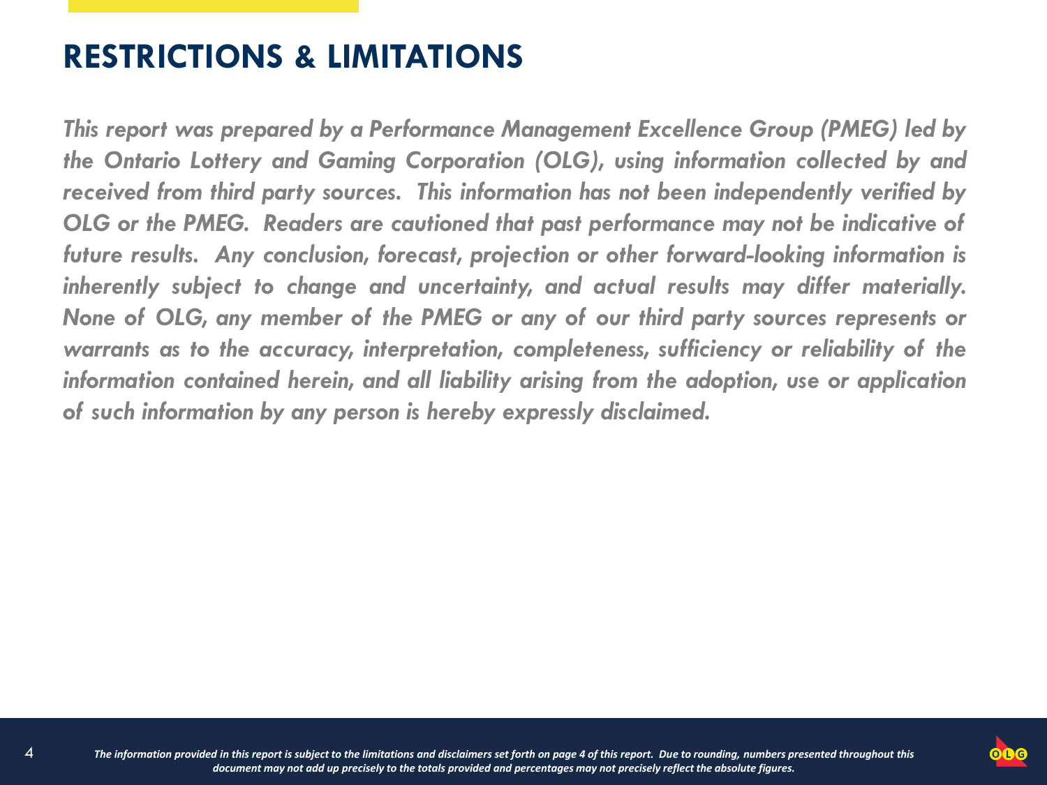# RESTRICTIONS & LIMITATIONS

*This report was prepared by a Performance Management Excellence Group (PMEG) led by the Ontario Lottery and Gaming Corporation (OLG), using information collected by and received from third party sources. This information has not been independently verified by OLG or the PMEG. Readers are cautioned that past performance may not be indicative of future results. Any conclusion, forecast, projection or other forward-looking information is inherently subject to change and uncertainty, and actual results may differ materially. None of OLG, any member of the PMEG or any of our third party sources represents or warrants as to the accuracy, interpretation, completeness, sufficiency or reliability of the information contained herein, and all liability arising from the adoption, use or application of such information by any person is hereby expressly disclaimed.*